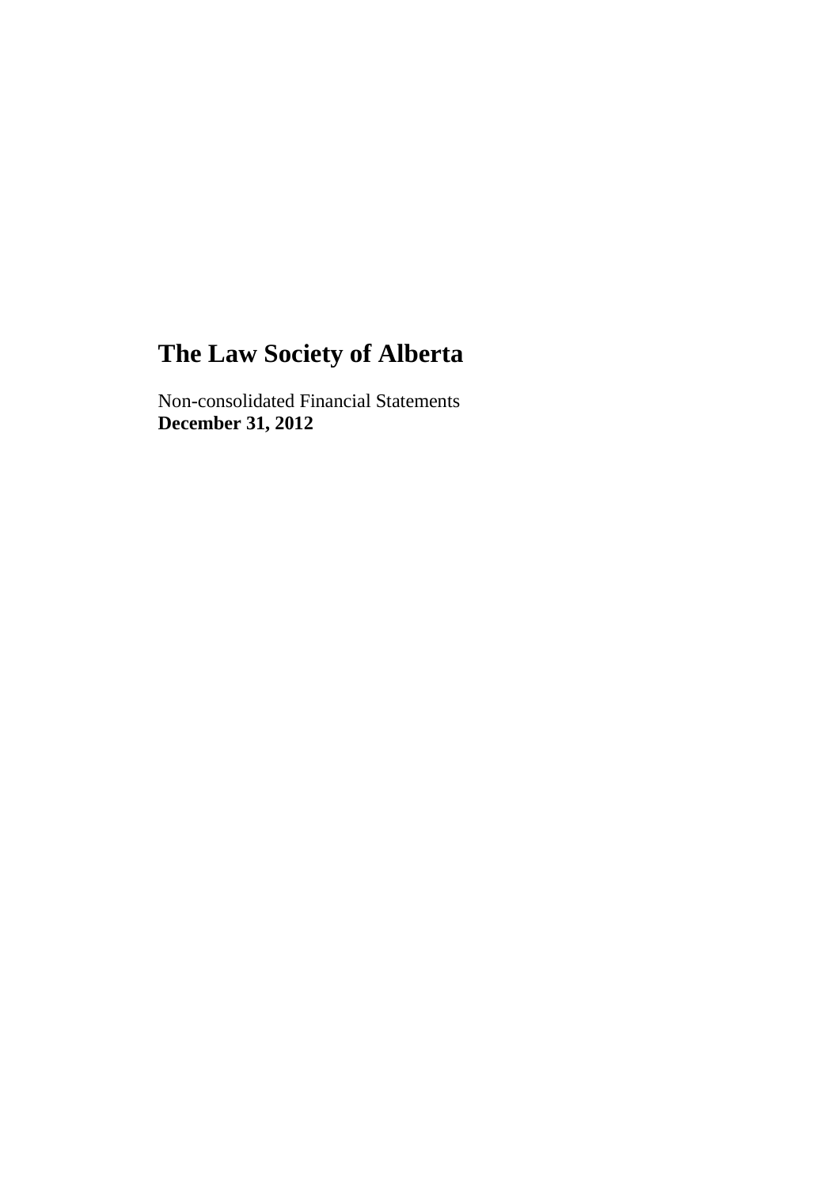# The Law Society of Alberta

Non-consolidated Financial Statements
**December 31, 2012**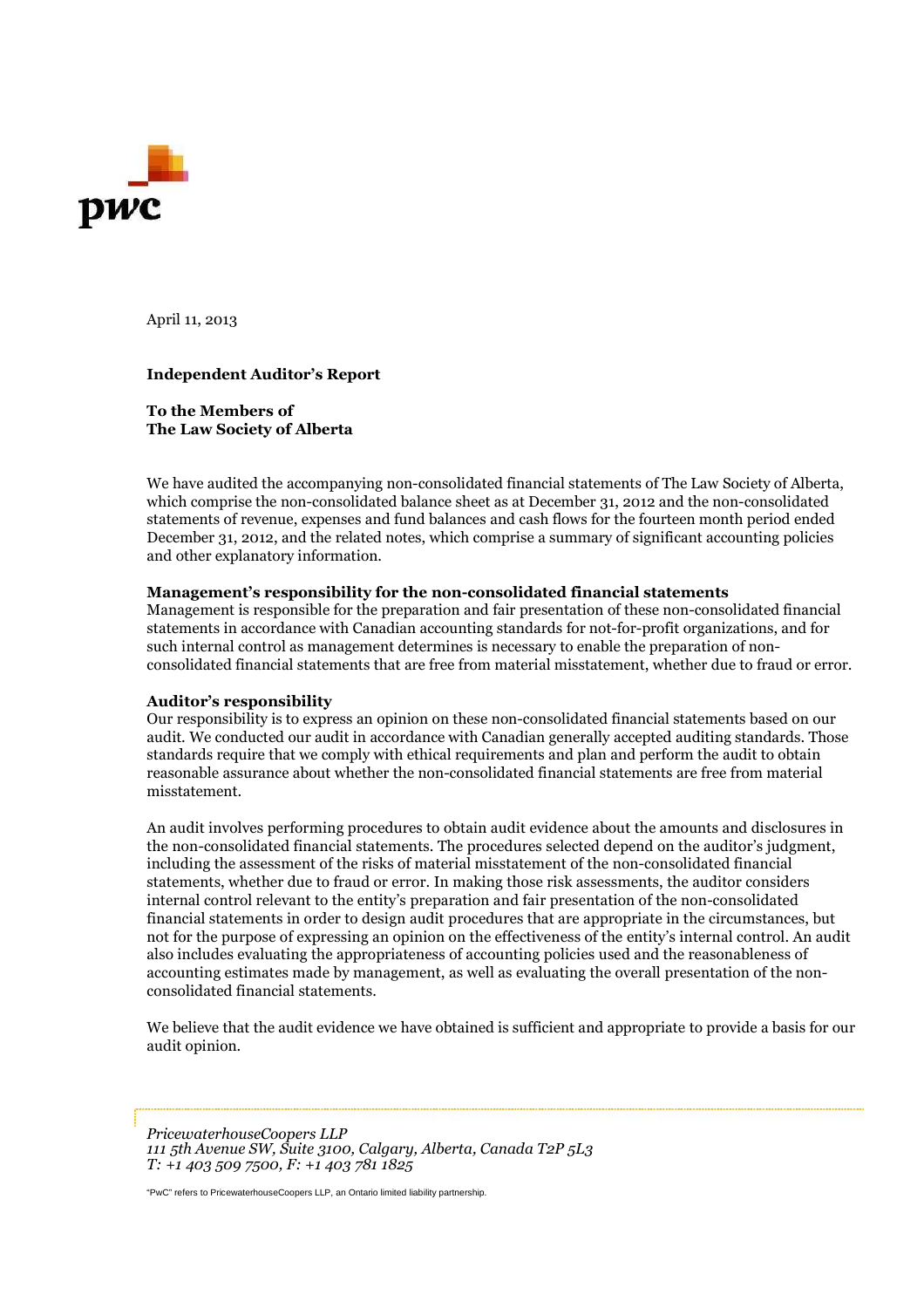April 11, 2013

**Independent Auditor's Report**

**To the Members of**
**The Law Society of Alberta**

We have audited the accompanying non-consolidated financial statements of The Law Society of Alberta, which comprise the non-consolidated balance sheet as at December 31, 2012 and the non-consolidated statements of revenue, expenses and fund balances and cash flows for the fourteen month period ended December 31, 2012, and the related notes, which comprise a summary of significant accounting policies and other explanatory information.

**Management's responsibility for the non-consolidated financial statements**
Management is responsible for the preparation and fair presentation of these non-consolidated financial statements in accordance with Canadian accounting standards for not-for-profit organizations, and for such internal control as management determines is necessary to enable the preparation of non-consolidated financial statements that are free from material misstatement, whether due to fraud or error.

**Auditor's responsibility**
Our responsibility is to express an opinion on these non-consolidated financial statements based on our audit. We conducted our audit in accordance with Canadian generally accepted auditing standards. Those standards require that we comply with ethical requirements and plan and perform the audit to obtain reasonable assurance about whether the non-consolidated financial statements are free from material misstatement.

An audit involves performing procedures to obtain audit evidence about the amounts and disclosures in the non-consolidated financial statements. The procedures selected depend on the auditor's judgment, including the assessment of the risks of material misstatement of the non-consolidated financial statements, whether due to fraud or error. In making those risk assessments, the auditor considers internal control relevant to the entity's preparation and fair presentation of the non-consolidated financial statements in order to design audit procedures that are appropriate in the circumstances, but not for the purpose of expressing an opinion on the effectiveness of the entity's internal control. An audit also includes evaluating the appropriateness of accounting policies used and the reasonableness of accounting estimates made by management, as well as evaluating the overall presentation of the non-consolidated financial statements.

We believe that the audit evidence we have obtained is sufficient and appropriate to provide a basis for our audit opinion.

*PricewaterhouseCoopers LLP*
*111 5th Avenue SW, Suite 3100, Calgary, Alberta, Canada T2P 5L3*
*T: +1 403 509 7500, F: +1 403 781 1825*

"PwC" refers to PricewaterhouseCoopers LLP, an Ontario limited liability partnership.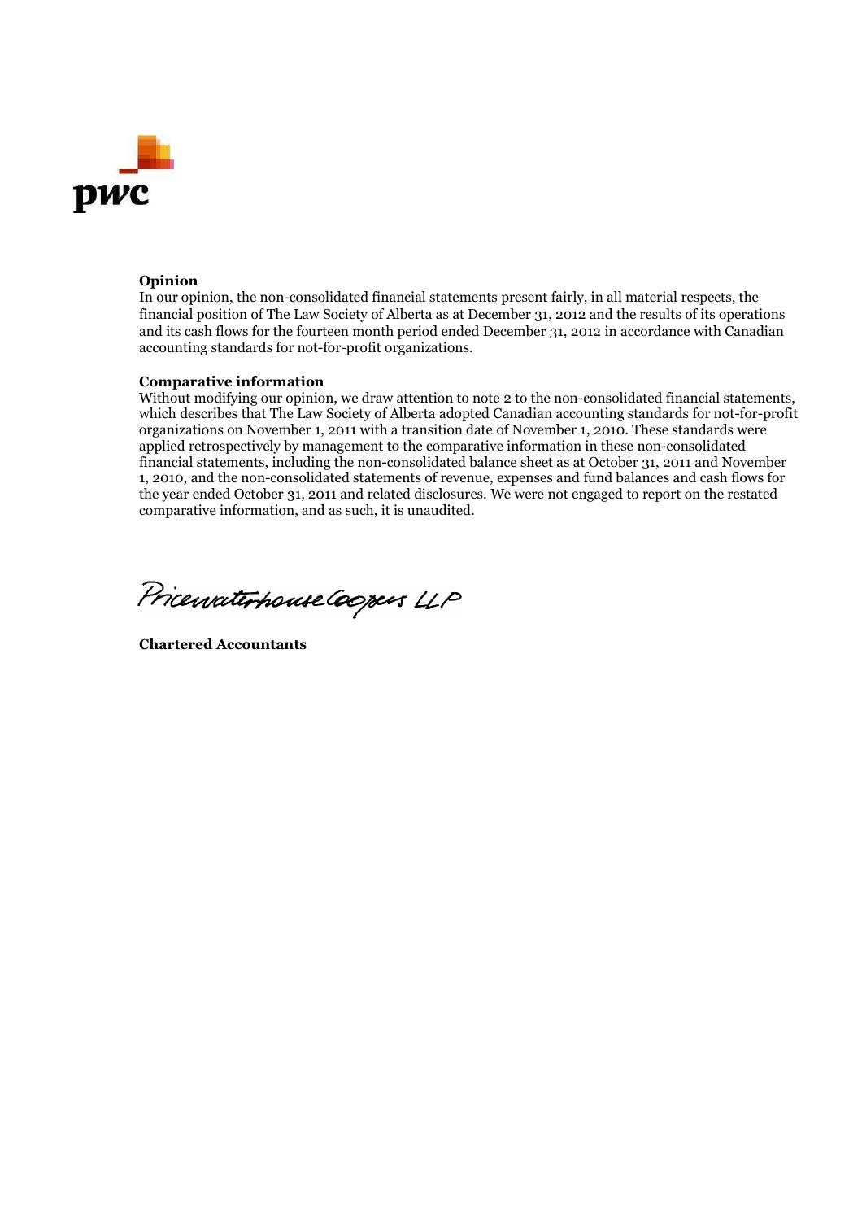**Opinion**

In our opinion, the non-consolidated financial statements present fairly, in all material respects, the financial position of The Law Society of Alberta as at December 31, 2012 and the results of its operations and its cash flows for the fourteen month period ended December 31, 2012 in accordance with Canadian accounting standards for not-for-profit organizations.

**Comparative information**

Without modifying our opinion, we draw attention to note 2 to the non-consolidated financial statements, which describes that The Law Society of Alberta adopted Canadian accounting standards for not-for-profit organizations on November 1, 2011 with a transition date of November 1, 2010. These standards were applied retrospectively by management to the comparative information in these non-consolidated financial statements, including the non-consolidated balance sheet as at October 31, 2011 and November 1, 2010, and the non-consolidated statements of revenue, expenses and fund balances and cash flows for the year ended October 31, 2011 and related disclosures. We were not engaged to report on the restated comparative information, and as such, it is unaudited.

PricewaterhouseCoopers LLP

**Chartered Accountants**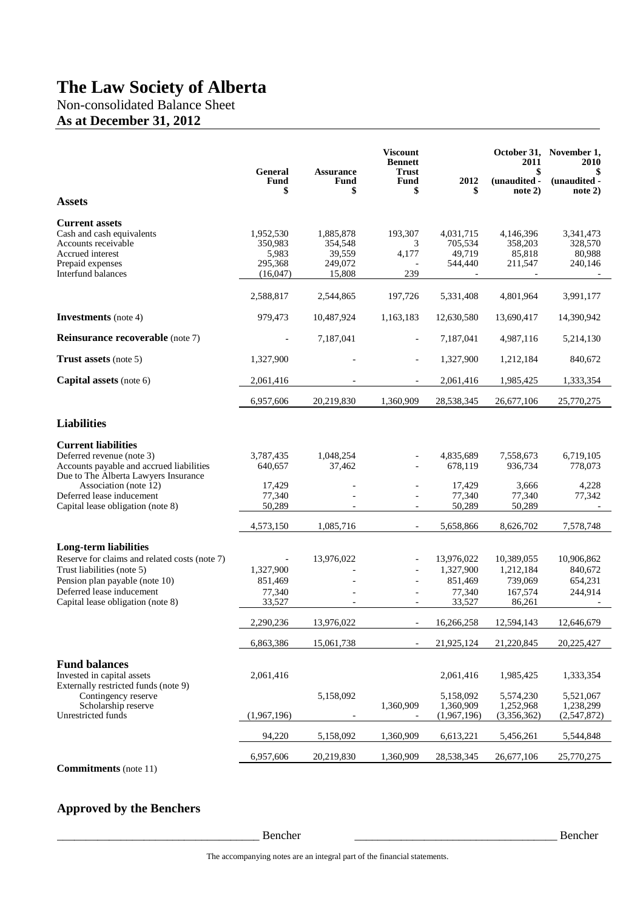# The Law Society of Alberta

Non-consolidated Balance Sheet

**As at December 31, 2012**

| | General Fund $ | Assurance Fund $ | Viscount Bennett Trust Fund $ | 2012 $ | October 31, 2011 $ (unaudited - note 2) | November 1, 2010 $ (unaudited - note 2) |
|---|---|---|---|---|---|---|
| **Assets** | | | | | | |
| **Current assets** | | | | | | |
| Cash and cash equivalents | 1,952,530 | 1,885,878 | 193,307 | 4,031,715 | 4,146,396 | 3,341,473 |
| Accounts receivable | 350,983 | 354,548 | 3 | 705,534 | 358,203 | 328,570 |
| Accrued interest | 5,983 | 39,559 | 4,177 | 49,719 | 85,818 | 80,988 |
| Prepaid expenses | 295,368 | 249,072 | - | 544,440 | 211,547 | 240,146 |
| Interfund balances | (16,047) | 15,808 | 239 | - | - | - |
| | 2,588,817 | 2,544,865 | 197,726 | 5,331,408 | 4,801,964 | 3,991,177 |
| **Investments** (note 4) | 979,473 | 10,487,924 | 1,163,183 | 12,630,580 | 13,690,417 | 14,390,942 |
| **Reinsurance recoverable** (note 7) | - | 7,187,041 | - | 7,187,041 | 4,987,116 | 5,214,130 |
| **Trust assets** (note 5) | 1,327,900 | - | - | 1,327,900 | 1,212,184 | 840,672 |
| **Capital assets** (note 6) | 2,061,416 | - | - | 2,061,416 | 1,985,425 | 1,333,354 |
| | 6,957,606 | 20,219,830 | 1,360,909 | 28,538,345 | 26,677,106 | 25,770,275 |
| **Liabilities** | | | | | | |
| **Current liabilities** | | | | | | |
| Deferred revenue (note 3) | 3,787,435 | 1,048,254 | - | 4,835,689 | 7,558,673 | 6,719,105 |
| Accounts payable and accrued liabilities | 640,657 | 37,462 | - | 678,119 | 936,734 | 778,073 |
| Due to The Alberta Lawyers Insurance Association (note 12) | 17,429 | - | - | 17,429 | 3,666 | 4,228 |
| Deferred lease inducement | 77,340 | - | - | 77,340 | 77,340 | 77,342 |
| Capital lease obligation (note 8) | 50,289 | - | - | 50,289 | 50,289 | - |
| | 4,573,150 | 1,085,716 | - | 5,658,866 | 8,626,702 | 7,578,748 |
| **Long-term liabilities** | | | | | | |
| Reserve for claims and related costs (note 7) | - | 13,976,022 | - | 13,976,022 | 10,389,055 | 10,906,862 |
| Trust liabilities (note 5) | 1,327,900 | - | - | 1,327,900 | 1,212,184 | 840,672 |
| Pension plan payable (note 10) | 851,469 | - | - | 851,469 | 739,069 | 654,231 |
| Deferred lease inducement | 77,340 | - | - | 77,340 | 167,574 | 244,914 |
| Capital lease obligation (note 8) | 33,527 | - | - | 33,527 | 86,261 | - |
| | 2,290,236 | 13,976,022 | - | 16,266,258 | 12,594,143 | 12,646,679 |
| | 6,863,386 | 15,061,738 | - | 21,925,124 | 21,220,845 | 20,225,427 |
| **Fund balances** | | | | | | |
| Invested in capital assets | 2,061,416 | | | 2,061,416 | 1,985,425 | 1,333,354 |
| Externally restricted funds (note 9) | | | | | | |
| Contingency reserve | | 5,158,092 | | 5,158,092 | 5,574,230 | 5,521,067 |
| Scholarship reserve | | - | 1,360,909 | 1,360,909 | 1,252,968 | 1,238,299 |
| Unrestricted funds | (1,967,196) | - | - | (1,967,196) | (3,356,362) | (2,547,872) |
| | 94,220 | 5,158,092 | 1,360,909 | 6,613,221 | 5,456,261 | 5,544,848 |
| | 6,957,606 | 20,219,830 | 1,360,909 | 28,538,345 | 26,677,106 | 25,770,275 |

**Commitments** (note 11)

## Approved by the Benchers

___________________________________ Bencher ___________________________________ Bencher

The accompanying notes are an integral part of the financial statements.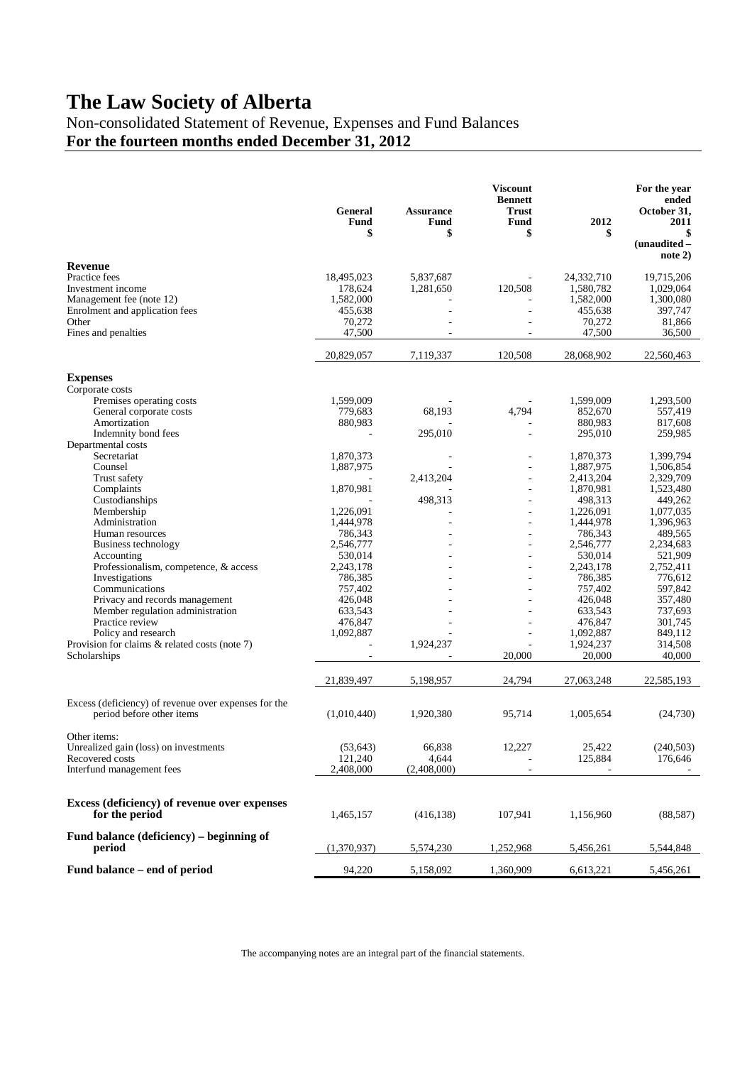# The Law Society of Alberta

Non-consolidated Statement of Revenue, Expenses and Fund Balances

**For the fourteen months ended December 31, 2012**

| | General Fund $ | Assurance Fund $ | Viscount Bennett Trust Fund $ | 2012 $ | For the year ended October 31, 2011 $ (unaudited – note 2) |
|---|---|---|---|---|---|
| **Revenue** | | | | | |
| Practice fees | 18,495,023 | 5,837,687 | - | 24,332,710 | 19,715,206 |
| Investment income | 178,624 | 1,281,650 | 120,508 | 1,580,782 | 1,029,064 |
| Management fee (note 12) | 1,582,000 | - | - | 1,582,000 | 1,300,080 |
| Enrolment and application fees | 455,638 | - | - | 455,638 | 397,747 |
| Other | 70,272 | - | - | 70,272 | 81,866 |
| Fines and penalties | 47,500 | - | - | 47,500 | 36,500 |
| | 20,829,057 | 7,119,337 | 120,508 | 28,068,902 | 22,560,463 |
| **Expenses** | | | | | |
| Corporate costs | | | | | |
| Premises operating costs | 1,599,009 | - | - | 1,599,009 | 1,293,500 |
| General corporate costs | 779,683 | 68,193 | 4,794 | 852,670 | 557,419 |
| Amortization | 880,983 | - | - | 880,983 | 817,608 |
| Indemnity bond fees | - | 295,010 | - | 295,010 | 259,985 |
| Departmental costs | | | | | |
| Secretariat | 1,870,373 | - | - | 1,870,373 | 1,399,794 |
| Counsel | 1,887,975 | - | - | 1,887,975 | 1,506,854 |
| Trust safety | - | 2,413,204 | - | 2,413,204 | 2,329,709 |
| Complaints | 1,870,981 | - | - | 1,870,981 | 1,523,480 |
| Custodianships | - | 498,313 | - | 498,313 | 449,262 |
| Membership | 1,226,091 | - | - | 1,226,091 | 1,077,035 |
| Administration | 1,444,978 | - | - | 1,444,978 | 1,396,963 |
| Human resources | 786,343 | - | - | 786,343 | 489,565 |
| Business technology | 2,546,777 | - | - | 2,546,777 | 2,234,683 |
| Accounting | 530,014 | - | - | 530,014 | 521,909 |
| Professionalism, competence, & access | 2,243,178 | - | - | 2,243,178 | 2,752,411 |
| Investigations | 786,385 | - | - | 786,385 | 776,612 |
| Communications | 757,402 | - | - | 757,402 | 597,842 |
| Privacy and records management | 426,048 | - | - | 426,048 | 357,480 |
| Member regulation administration | 633,543 | - | - | 633,543 | 737,693 |
| Practice review | 476,847 | - | - | 476,847 | 301,745 |
| Policy and research | 1,092,887 | - | - | 1,092,887 | 849,112 |
| Provision for claims & related costs (note 7) | - | 1,924,237 | - | 1,924,237 | 314,508 |
| Scholarships | - | - | 20,000 | 20,000 | 40,000 |
| | 21,839,497 | 5,198,957 | 24,794 | 27,063,248 | 22,585,193 |
| Excess (deficiency) of revenue over expenses for the period before other items | (1,010,440) | 1,920,380 | 95,714 | 1,005,654 | (24,730) |
| Other items: | | | | | |
| Unrealized gain (loss) on investments | (53,643) | 66,838 | 12,227 | 25,422 | (240,503) |
| Recovered costs | 121,240 | 4,644 | - | 125,884 | 176,646 |
| Interfund management fees | 2,408,000 | (2,408,000) | - | - | - |
| **Excess (deficiency) of revenue over expenses for the period** | 1,465,157 | (416,138) | 107,941 | 1,156,960 | (88,587) |
| **Fund balance (deficiency) – beginning of period** | (1,370,937) | 5,574,230 | 1,252,968 | 5,456,261 | 5,544,848 |
| **Fund balance – end of period** | 94,220 | 5,158,092 | 1,360,909 | 6,613,221 | 5,456,261 |

The accompanying notes are an integral part of the financial statements.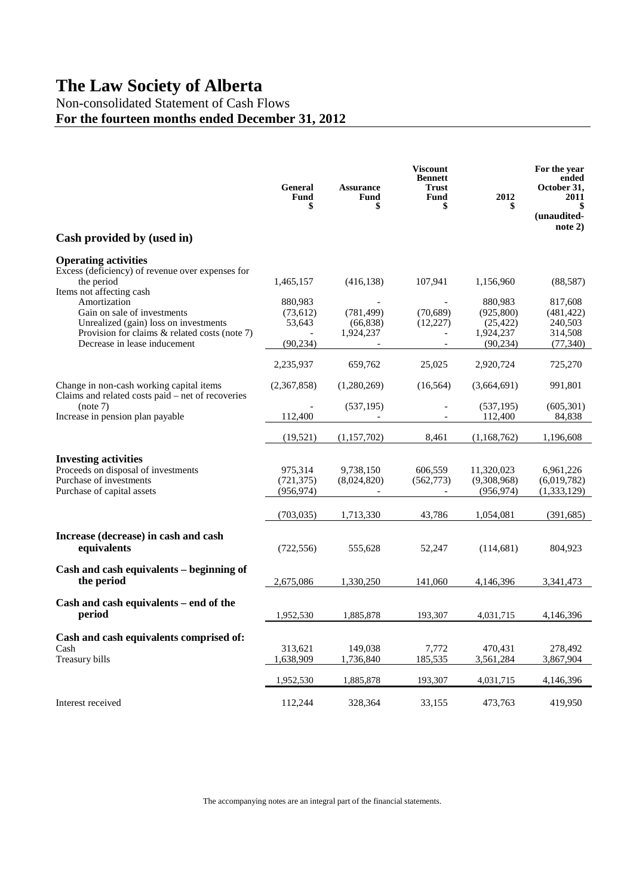# The Law Society of Alberta

Non-consolidated Statement of Cash Flows

**For the fourteen months ended December 31, 2012**

| | General Fund $ | Assurance Fund $ | Viscount Bennett Trust Fund $ | 2012 $ | For the year ended October 31, 2011 $ (unaudited-note 2) |
|---|---|---|---|---|---|
| **Cash provided by (used in)** | | | | | |
| **Operating activities** | | | | | |
| Excess (deficiency) of revenue over expenses for the period | 1,465,157 | (416,138) | 107,941 | 1,156,960 | (88,587) |
| Items not affecting cash | | | | | |
| Amortization | 880,983 | - | - | 880,983 | 817,608 |
| Gain on sale of investments | (73,612) | (781,499) | (70,689) | (925,800) | (481,422) |
| Unrealized (gain) loss on investments | 53,643 | (66,838) | (12,227) | (25,422) | 240,503 |
| Provision for claims & related costs (note 7) | - | 1,924,237 | - | 1,924,237 | 314,508 |
| Decrease in lease inducement | (90,234) | - | - | (90,234) | (77,340) |
| | 2,235,937 | 659,762 | 25,025 | 2,920,724 | 725,270 |
| Change in non-cash working capital items | (2,367,858) | (1,280,269) | (16,564) | (3,664,691) | 991,801 |
| Claims and related costs paid – net of recoveries (note 7) | - | (537,195) | - | (537,195) | (605,301) |
| Increase in pension plan payable | 112,400 | - | - | 112,400 | 84,838 |
| | (19,521) | (1,157,702) | 8,461 | (1,168,762) | 1,196,608 |
| **Investing activities** | | | | | |
| Proceeds on disposal of investments | 975,314 | 9,738,150 | 606,559 | 11,320,023 | 6,961,226 |
| Purchase of investments | (721,375) | (8,024,820) | (562,773) | (9,308,968) | (6,019,782) |
| Purchase of capital assets | (956,974) | - | | (956,974) | (1,333,129) |
| | (703,035) | 1,713,330 | 43,786 | 1,054,081 | (391,685) |
| **Increase (decrease) in cash and cash equivalents** | (722,556) | 555,628 | 52,247 | (114,681) | 804,923 |
| **Cash and cash equivalents – beginning of the period** | 2,675,086 | 1,330,250 | 141,060 | 4,146,396 | 3,341,473 |
| **Cash and cash equivalents – end of the period** | 1,952,530 | 1,885,878 | 193,307 | 4,031,715 | 4,146,396 |
| **Cash and cash equivalents comprised of:** | | | | | |
| Cash | 313,621 | 149,038 | 7,772 | 470,431 | 278,492 |
| Treasury bills | 1,638,909 | 1,736,840 | 185,535 | 3,561,284 | 3,867,904 |
| | 1,952,530 | 1,885,878 | 193,307 | 4,031,715 | 4,146,396 |
| Interest received | 112,244 | 328,364 | 33,155 | 473,763 | 419,950 |

The accompanying notes are an integral part of the financial statements.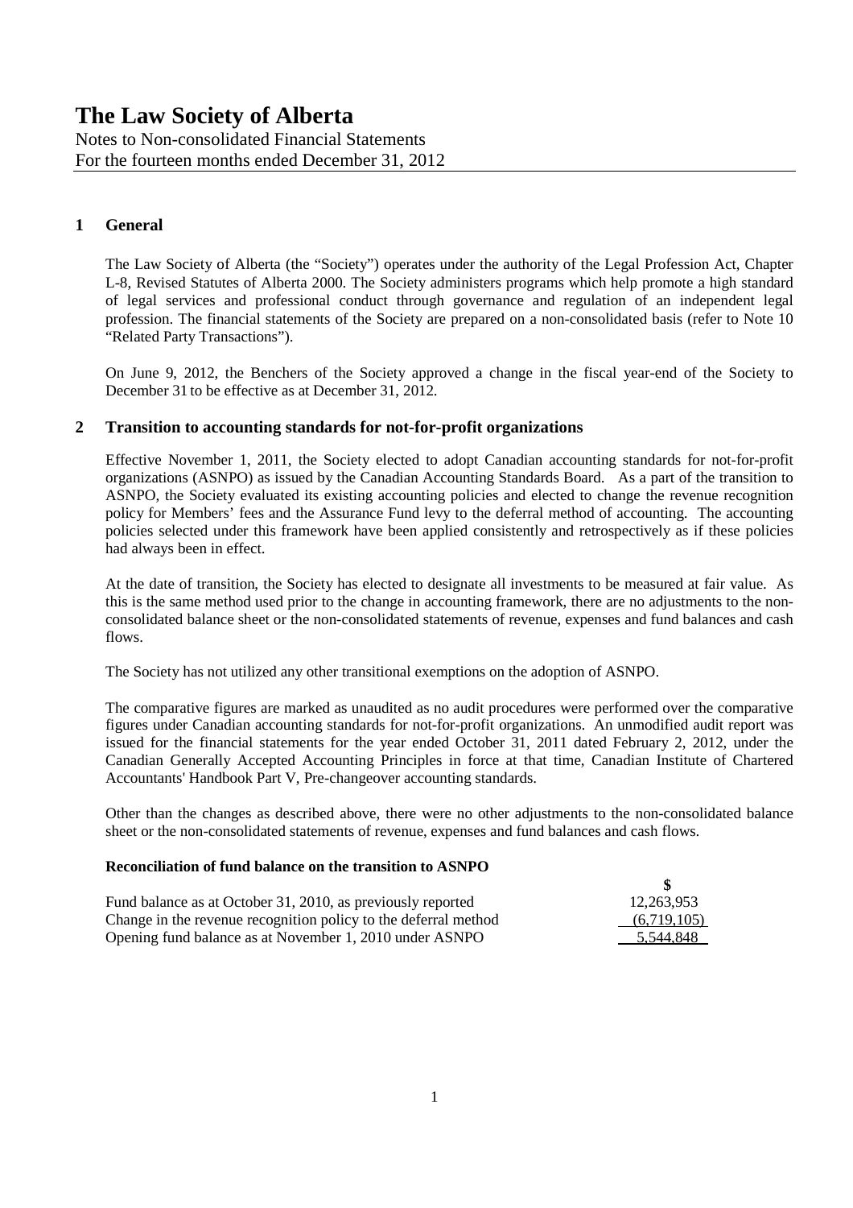# The Law Society of Alberta

Notes to Non-consolidated Financial Statements
For the fourteen months ended December 31, 2012

## 1 General

The Law Society of Alberta (the "Society") operates under the authority of the Legal Profession Act, Chapter L-8, Revised Statutes of Alberta 2000. The Society administers programs which help promote a high standard of legal services and professional conduct through governance and regulation of an independent legal profession. The financial statements of the Society are prepared on a non-consolidated basis (refer to Note 10 "Related Party Transactions").

On June 9, 2012, the Benchers of the Society approved a change in the fiscal year-end of the Society to December 31 to be effective as at December 31, 2012.

## 2 Transition to accounting standards for not-for-profit organizations

Effective November 1, 2011, the Society elected to adopt Canadian accounting standards for not-for-profit organizations (ASNPO) as issued by the Canadian Accounting Standards Board. As a part of the transition to ASNPO, the Society evaluated its existing accounting policies and elected to change the revenue recognition policy for Members' fees and the Assurance Fund levy to the deferral method of accounting. The accounting policies selected under this framework have been applied consistently and retrospectively as if these policies had always been in effect.

At the date of transition, the Society has elected to designate all investments to be measured at fair value. As this is the same method used prior to the change in accounting framework, there are no adjustments to the non-consolidated balance sheet or the non-consolidated statements of revenue, expenses and fund balances and cash flows.

The Society has not utilized any other transitional exemptions on the adoption of ASNPO.

The comparative figures are marked as unaudited as no audit procedures were performed over the comparative figures under Canadian accounting standards for not-for-profit organizations. An unmodified audit report was issued for the financial statements for the year ended October 31, 2011 dated February 2, 2012, under the Canadian Generally Accepted Accounting Principles in force at that time, Canadian Institute of Chartered Accountants' Handbook Part V, Pre-changeover accounting standards.

Other than the changes as described above, there were no other adjustments to the non-consolidated balance sheet or the non-consolidated statements of revenue, expenses and fund balances and cash flows.

**Reconciliation of fund balance on the transition to ASNPO**

| | $ |
|---|---|
| Fund balance as at October 31, 2010, as previously reported | 12,263,953 |
| Change in the revenue recognition policy to the deferral method | (6,719,105) |
| Opening fund balance as at November 1, 2010 under ASNPO | 5,544,848 |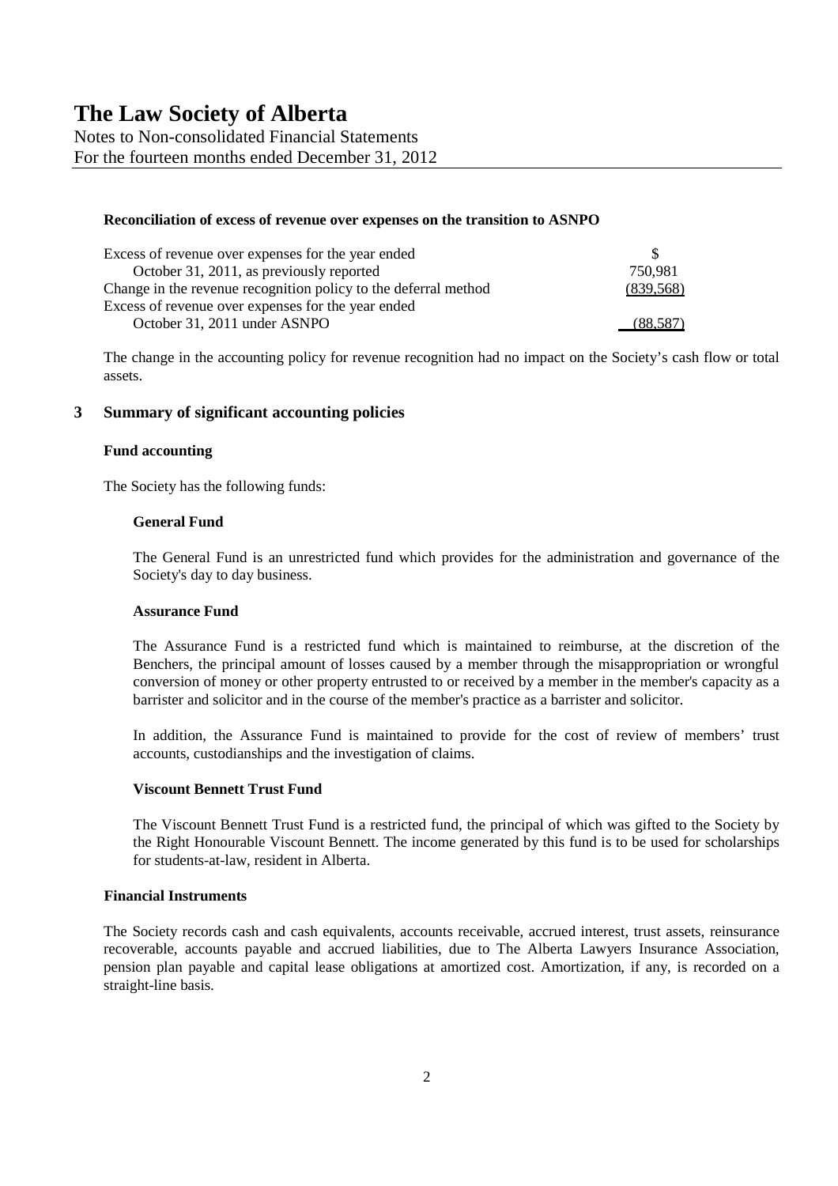# The Law Society of Alberta

Notes to Non-consolidated Financial Statements
For the fourteen months ended December 31, 2012

**Reconciliation of excess of revenue over expenses on the transition to ASNPO**

| | $ |
|---|---|
| Excess of revenue over expenses for the year ended October 31, 2011, as previously reported | 750,981 |
| Change in the revenue recognition policy to the deferral method | (839,568) |
| Excess of revenue over expenses for the year ended October 31, 2011 under ASNPO | (88,587) |

The change in the accounting policy for revenue recognition had no impact on the Society's cash flow or total assets.

## 3 Summary of significant accounting policies

**Fund accounting**

The Society has the following funds:

**General Fund**

The General Fund is an unrestricted fund which provides for the administration and governance of the Society's day to day business.

**Assurance Fund**

The Assurance Fund is a restricted fund which is maintained to reimburse, at the discretion of the Benchers, the principal amount of losses caused by a member through the misappropriation or wrongful conversion of money or other property entrusted to or received by a member in the member's capacity as a barrister and solicitor and in the course of the member's practice as a barrister and solicitor.

In addition, the Assurance Fund is maintained to provide for the cost of review of members' trust accounts, custodianships and the investigation of claims.

**Viscount Bennett Trust Fund**

The Viscount Bennett Trust Fund is a restricted fund, the principal of which was gifted to the Society by the Right Honourable Viscount Bennett. The income generated by this fund is to be used for scholarships for students-at-law, resident in Alberta.

**Financial Instruments**

The Society records cash and cash equivalents, accounts receivable, accrued interest, trust assets, reinsurance recoverable, accounts payable and accrued liabilities, due to The Alberta Lawyers Insurance Association, pension plan payable and capital lease obligations at amortized cost. Amortization, if any, is recorded on a straight-line basis.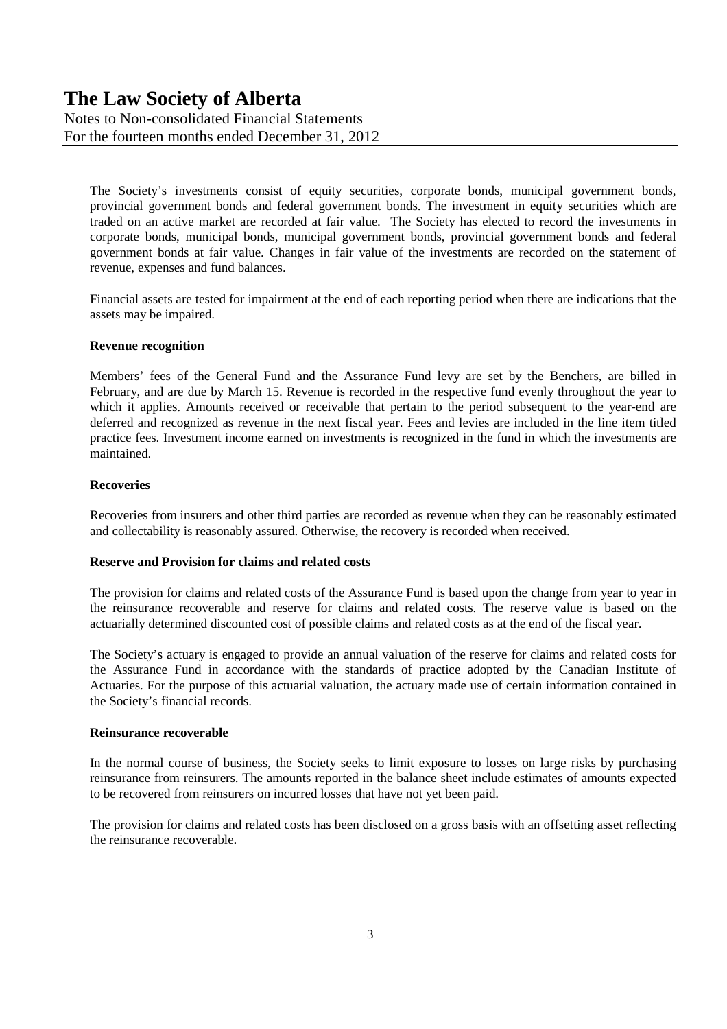The Society's investments consist of equity securities, corporate bonds, municipal government bonds, provincial government bonds and federal government bonds. The investment in equity securities which are traded on an active market are recorded at fair value. The Society has elected to record the investments in corporate bonds, municipal bonds, municipal government bonds, provincial government bonds and federal government bonds at fair value. Changes in fair value of the investments are recorded on the statement of revenue, expenses and fund balances.

Financial assets are tested for impairment at the end of each reporting period when there are indications that the assets may be impaired.

**Revenue recognition**

Members' fees of the General Fund and the Assurance Fund levy are set by the Benchers, are billed in February, and are due by March 15. Revenue is recorded in the respective fund evenly throughout the year to which it applies. Amounts received or receivable that pertain to the period subsequent to the year-end are deferred and recognized as revenue in the next fiscal year. Fees and levies are included in the line item titled practice fees. Investment income earned on investments is recognized in the fund in which the investments are maintained.

**Recoveries**

Recoveries from insurers and other third parties are recorded as revenue when they can be reasonably estimated and collectability is reasonably assured. Otherwise, the recovery is recorded when received.

**Reserve and Provision for claims and related costs**

The provision for claims and related costs of the Assurance Fund is based upon the change from year to year in the reinsurance recoverable and reserve for claims and related costs. The reserve value is based on the actuarially determined discounted cost of possible claims and related costs as at the end of the fiscal year.

The Society's actuary is engaged to provide an annual valuation of the reserve for claims and related costs for the Assurance Fund in accordance with the standards of practice adopted by the Canadian Institute of Actuaries. For the purpose of this actuarial valuation, the actuary made use of certain information contained in the Society's financial records.

**Reinsurance recoverable**

In the normal course of business, the Society seeks to limit exposure to losses on large risks by purchasing reinsurance from reinsurers. The amounts reported in the balance sheet include estimates of amounts expected to be recovered from reinsurers on incurred losses that have not yet been paid.

The provision for claims and related costs has been disclosed on a gross basis with an offsetting asset reflecting the reinsurance recoverable.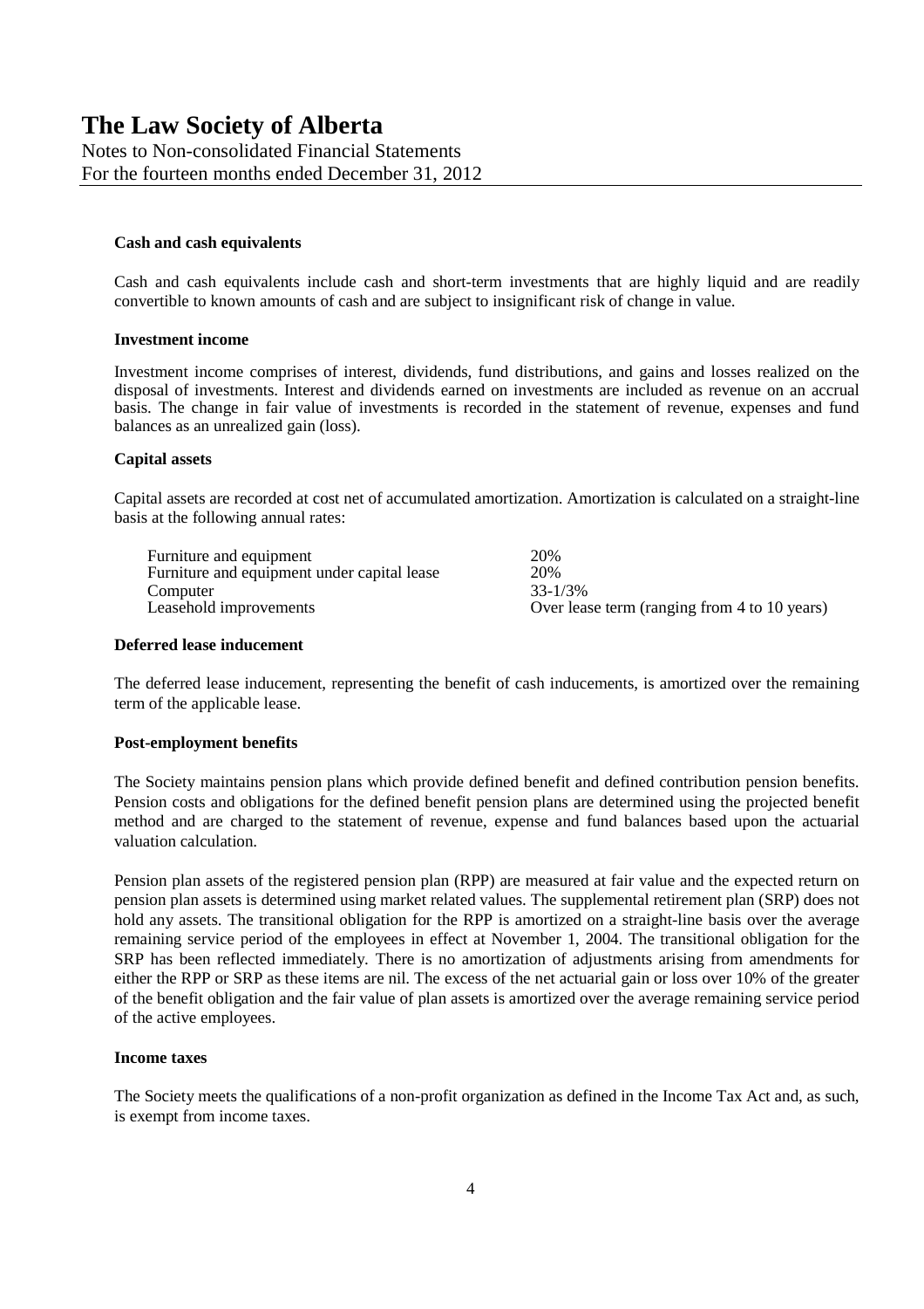# The Law Society of Alberta

Notes to Non-consolidated Financial Statements
For the fourteen months ended December 31, 2012

**Cash and cash equivalents**

Cash and cash equivalents include cash and short-term investments that are highly liquid and are readily convertible to known amounts of cash and are subject to insignificant risk of change in value.

**Investment income**

Investment income comprises of interest, dividends, fund distributions, and gains and losses realized on the disposal of investments. Interest and dividends earned on investments are included as revenue on an accrual basis. The change in fair value of investments is recorded in the statement of revenue, expenses and fund balances as an unrealized gain (loss).

**Capital assets**

Capital assets are recorded at cost net of accumulated amortization. Amortization is calculated on a straight-line basis at the following annual rates:

| | |
|---|---|
| Furniture and equipment | 20% |
| Furniture and equipment under capital lease | 20% |
| Computer | 33-1/3% |
| Leasehold improvements | Over lease term (ranging from 4 to 10 years) |

**Deferred lease inducement**

The deferred lease inducement, representing the benefit of cash inducements, is amortized over the remaining term of the applicable lease.

**Post-employment benefits**

The Society maintains pension plans which provide defined benefit and defined contribution pension benefits. Pension costs and obligations for the defined benefit pension plans are determined using the projected benefit method and are charged to the statement of revenue, expense and fund balances based upon the actuarial valuation calculation.

Pension plan assets of the registered pension plan (RPP) are measured at fair value and the expected return on pension plan assets is determined using market related values. The supplemental retirement plan (SRP) does not hold any assets. The transitional obligation for the RPP is amortized on a straight-line basis over the average remaining service period of the employees in effect at November 1, 2004. The transitional obligation for the SRP has been reflected immediately. There is no amortization of adjustments arising from amendments for either the RPP or SRP as these items are nil. The excess of the net actuarial gain or loss over 10% of the greater of the benefit obligation and the fair value of plan assets is amortized over the average remaining service period of the active employees.

**Income taxes**

The Society meets the qualifications of a non-profit organization as defined in the Income Tax Act and, as such, is exempt from income taxes.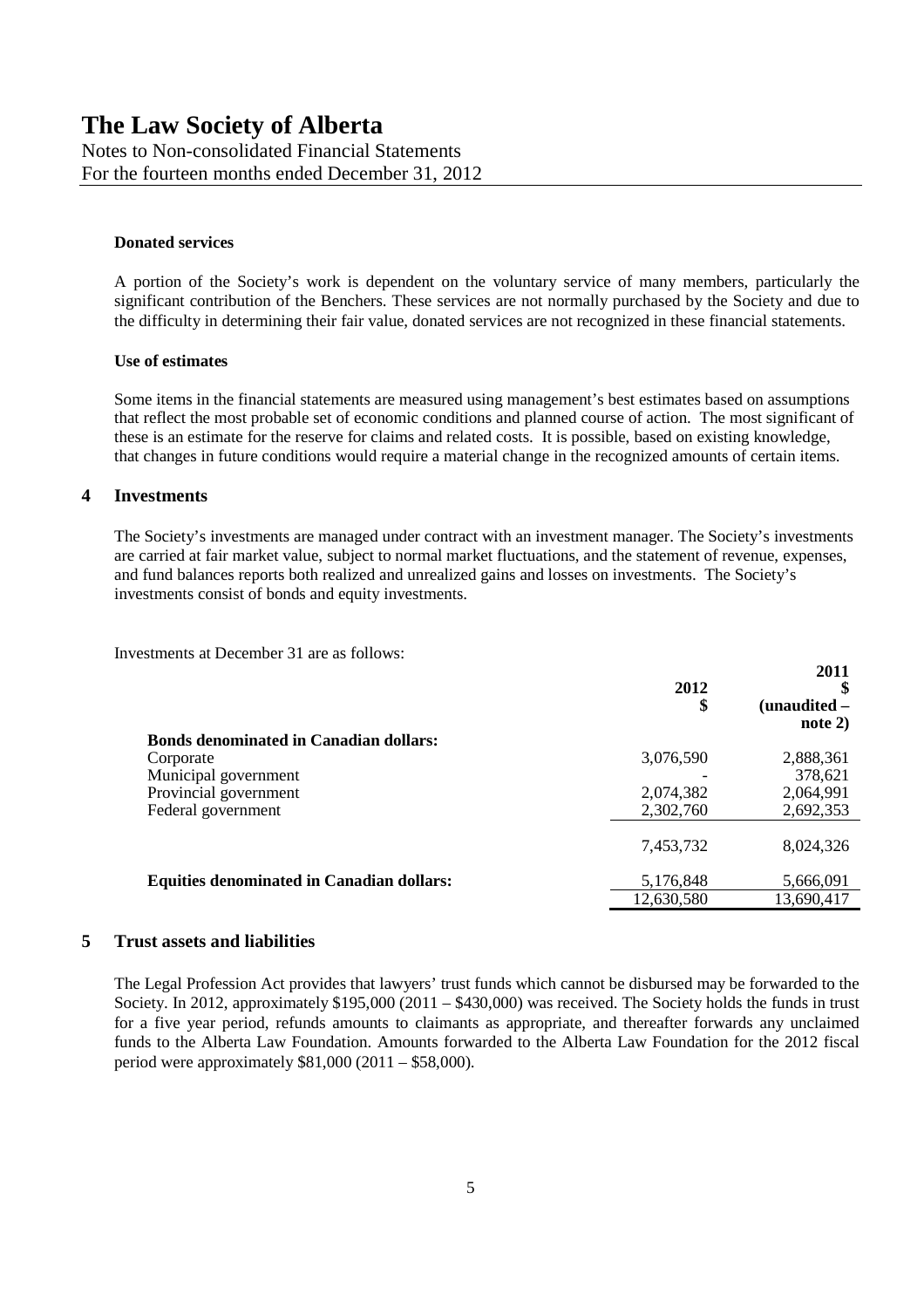**Donated services**

A portion of the Society's work is dependent on the voluntary service of many members, particularly the significant contribution of the Benchers. These services are not normally purchased by the Society and due to the difficulty in determining their fair value, donated services are not recognized in these financial statements.

**Use of estimates**

Some items in the financial statements are measured using management's best estimates based on assumptions that reflect the most probable set of economic conditions and planned course of action. The most significant of these is an estimate for the reserve for claims and related costs. It is possible, based on existing knowledge, that changes in future conditions would require a material change in the recognized amounts of certain items.

## 4 Investments

The Society's investments are managed under contract with an investment manager. The Society's investments are carried at fair market value, subject to normal market fluctuations, and the statement of revenue, expenses, and fund balances reports both realized and unrealized gains and losses on investments. The Society's investments consist of bonds and equity investments.

Investments at December 31 are as follows:

| | 2012 $ | 2011 $ (unaudited – note 2) |
|---|---|---|
| **Bonds denominated in Canadian dollars:** | | |
| Corporate | 3,076,590 | 2,888,361 |
| Municipal government | - | 378,621 |
| Provincial government | 2,074,382 | 2,064,991 |
| Federal government | 2,302,760 | 2,692,353 |
| | 7,453,732 | 8,024,326 |
| **Equities denominated in Canadian dollars:** | 5,176,848 | 5,666,091 |
| | 12,630,580 | 13,690,417 |

## 5 Trust assets and liabilities

The Legal Profession Act provides that lawyers' trust funds which cannot be disbursed may be forwarded to the Society. In 2012, approximately $195,000 (2011 – $430,000) was received. The Society holds the funds in trust for a five year period, refunds amounts to claimants as appropriate, and thereafter forwards any unclaimed funds to the Alberta Law Foundation. Amounts forwarded to the Alberta Law Foundation for the 2012 fiscal period were approximately $81,000 (2011 – $58,000).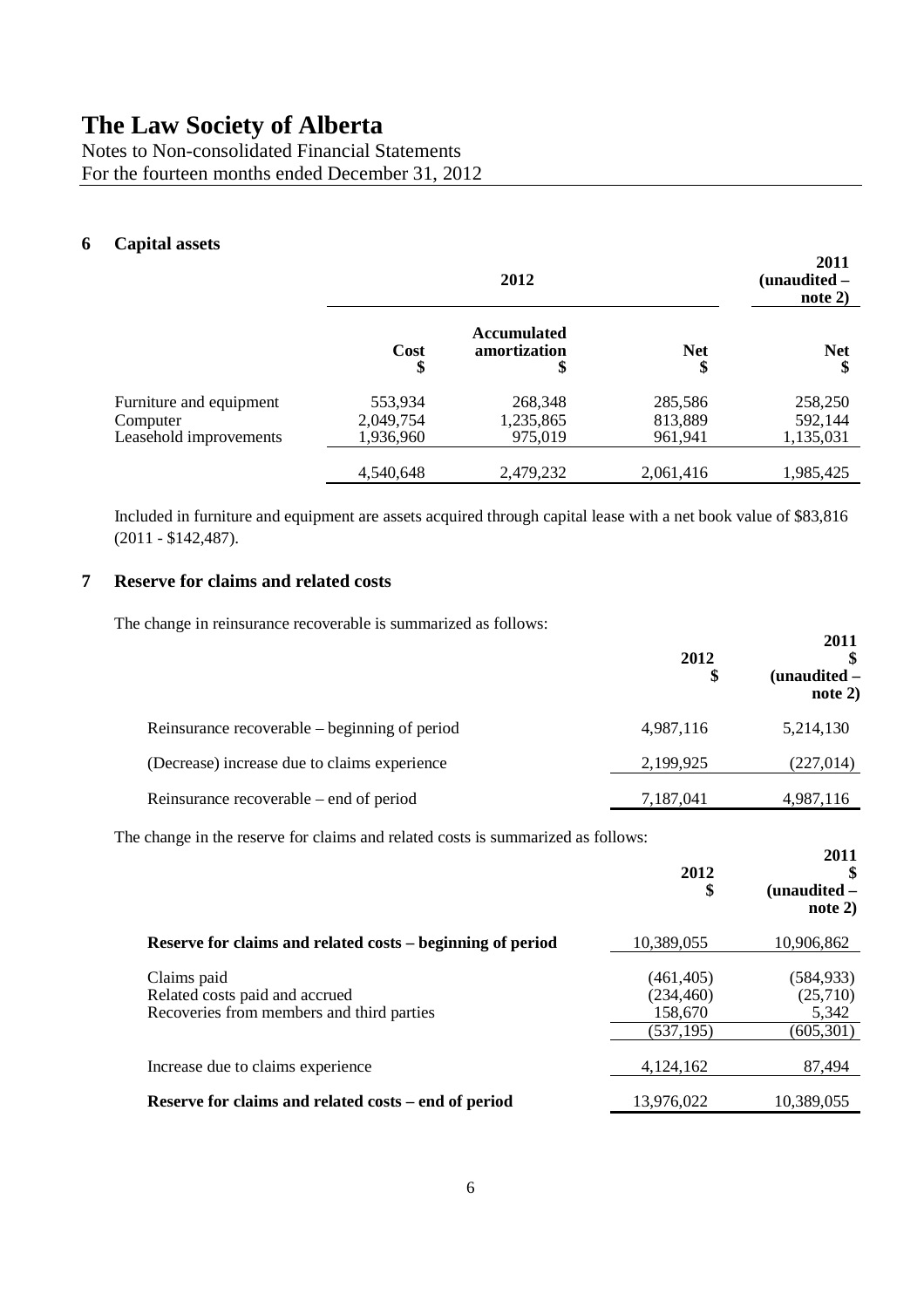# The Law Society of Alberta

Notes to Non-consolidated Financial Statements
For the fourteen months ended December 31, 2012

## 6 Capital assets

| | 2012 | | | 2011 (unaudited – note 2) |
|---|---|---|---|---|
| | Cost $ | Accumulated amortization $ | Net $ | Net $ |
| Furniture and equipment | 553,934 | 268,348 | 285,586 | 258,250 |
| Computer | 2,049,754 | 1,235,865 | 813,889 | 592,144 |
| Leasehold improvements | 1,936,960 | 975,019 | 961,941 | 1,135,031 |
| | 4,540,648 | 2,479,232 | 2,061,416 | 1,985,425 |

Included in furniture and equipment are assets acquired through capital lease with a net book value of $83,816 (2011 - $142,487).

## 7 Reserve for claims and related costs

The change in reinsurance recoverable is summarized as follows:

| | 2012 $ | 2011 $ (unaudited – note 2) |
|---|---|---|
| Reinsurance recoverable – beginning of period | 4,987,116 | 5,214,130 |
| (Decrease) increase due to claims experience | 2,199,925 | (227,014) |
| Reinsurance recoverable – end of period | 7,187,041 | 4,987,116 |

The change in the reserve for claims and related costs is summarized as follows:

| | 2012 $ | 2011 $ (unaudited – note 2) |
|---|---|---|
| **Reserve for claims and related costs – beginning of period** | 10,389,055 | 10,906,862 |
| Claims paid | (461,405) | (584,933) |
| Related costs paid and accrued | (234,460) | (25,710) |
| Recoveries from members and third parties | 158,670 | 5,342 |
| | (537,195) | (605,301) |
| Increase due to claims experience | 4,124,162 | 87,494 |
| **Reserve for claims and related costs – end of period** | 13,976,022 | 10,389,055 |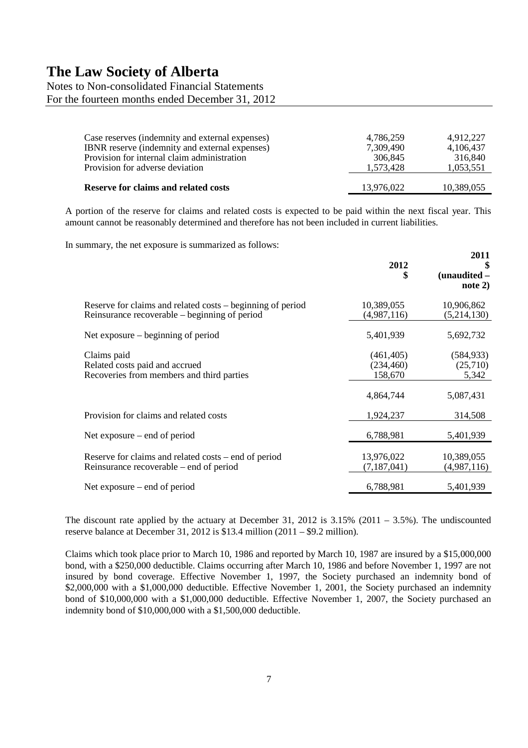| | | |
|---|---|---|
| Case reserves (indemnity and external expenses) | 4,786,259 | 4,912,227 |
| IBNR reserve (indemnity and external expenses) | 7,309,490 | 4,106,437 |
| Provision for internal claim administration | 306,845 | 316,840 |
| Provision for adverse deviation | 1,573,428 | 1,053,551 |
| **Reserve for claims and related costs** | 13,976,022 | 10,389,055 |

A portion of the reserve for claims and related costs is expected to be paid within the next fiscal year. This amount cannot be reasonably determined and therefore has not been included in current liabilities.

In summary, the net exposure is summarized as follows:

| | **2012 \$** | **2011 \$ (unaudited – note 2)** |
|---|---|---|
| Reserve for claims and related costs – beginning of period | 10,389,055 | 10,906,862 |
| Reinsurance recoverable – beginning of period | (4,987,116) | (5,214,130) |
| Net exposure – beginning of period | 5,401,939 | 5,692,732 |
| Claims paid | (461,405) | (584,933) |
| Related costs paid and accrued | (234,460) | (25,710) |
| Recoveries from members and third parties | 158,670 | 5,342 |
| | 4,864,744 | 5,087,431 |
| Provision for claims and related costs | 1,924,237 | 314,508 |
| Net exposure – end of period | 6,788,981 | 5,401,939 |
| Reserve for claims and related costs – end of period | 13,976,022 | 10,389,055 |
| Reinsurance recoverable – end of period | (7,187,041) | (4,987,116) |
| Net exposure – end of period | 6,788,981 | 5,401,939 |

The discount rate applied by the actuary at December 31, 2012 is 3.15% (2011 – 3.5%). The undiscounted reserve balance at December 31, 2012 is \$13.4 million (2011 – \$9.2 million).

Claims which took place prior to March 10, 1986 and reported by March 10, 1987 are insured by a \$15,000,000 bond, with a \$250,000 deductible. Claims occurring after March 10, 1986 and before November 1, 1997 are not insured by bond coverage. Effective November 1, 1997, the Society purchased an indemnity bond of \$2,000,000 with a \$1,000,000 deductible. Effective November 1, 2001, the Society purchased an indemnity bond of \$10,000,000 with a \$1,000,000 deductible. Effective November 1, 2007, the Society purchased an indemnity bond of \$10,000,000 with a \$1,500,000 deductible.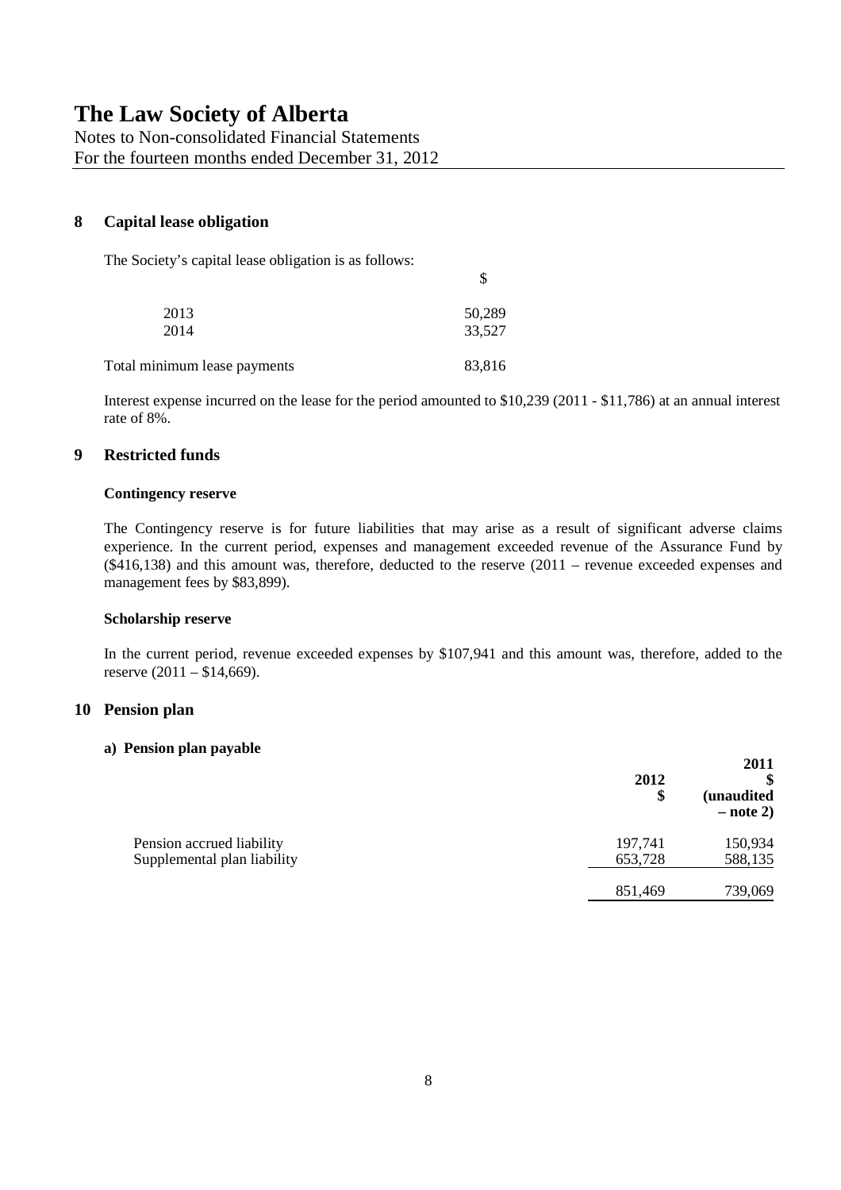# The Law Society of Alberta

Notes to Non-consolidated Financial Statements
For the fourteen months ended December 31, 2012

## 8 Capital lease obligation

The Society's capital lease obligation is as follows:

| | $ |
|---|---|
| 2013 | 50,289 |
| 2014 | 33,527 |
| Total minimum lease payments | 83,816 |

Interest expense incurred on the lease for the period amounted to $10,239 (2011 - $11,786) at an annual interest rate of 8%.

## 9 Restricted funds

**Contingency reserve**

The Contingency reserve is for future liabilities that may arise as a result of significant adverse claims experience. In the current period, expenses and management exceeded revenue of the Assurance Fund by ($416,138) and this amount was, therefore, deducted to the reserve (2011 – revenue exceeded expenses and management fees by $83,899).

**Scholarship reserve**

In the current period, revenue exceeded expenses by $107,941 and this amount was, therefore, added to the reserve (2011 – $14,669).

## 10 Pension plan

**a) Pension plan payable**

| | 2012 $ | 2011 $ (unaudited – note 2) |
|---|---|---|
| Pension accrued liability | 197,741 | 150,934 |
| Supplemental plan liability | 653,728 | 588,135 |
| | 851,469 | 739,069 |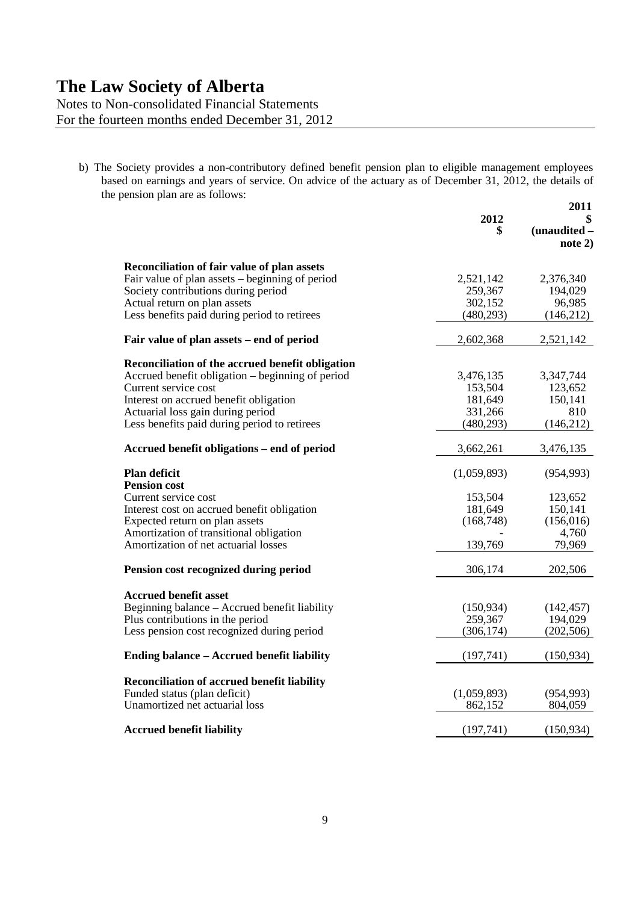# The Law Society of Alberta

Notes to Non-consolidated Financial Statements
For the fourteen months ended December 31, 2012

b) The Society provides a non-contributory defined benefit pension plan to eligible management employees based on earnings and years of service. On advice of the actuary as of December 31, 2012, the details of the pension plan are as follows:

| | 2012 $ | 2011 $ (unaudited – note 2) |
|---|---|---|
| **Reconciliation of fair value of plan assets** | | |
| Fair value of plan assets – beginning of period | 2,521,142 | 2,376,340 |
| Society contributions during period | 259,367 | 194,029 |
| Actual return on plan assets | 302,152 | 96,985 |
| Less benefits paid during period to retirees | (480,293) | (146,212) |
| **Fair value of plan assets – end of period** | 2,602,368 | 2,521,142 |
| **Reconciliation of the accrued benefit obligation** | | |
| Accrued benefit obligation – beginning of period | 3,476,135 | 3,347,744 |
| Current service cost | 153,504 | 123,652 |
| Interest on accrued benefit obligation | 181,649 | 150,141 |
| Actuarial loss gain during period | 331,266 | 810 |
| Less benefits paid during period to retirees | (480,293) | (146,212) |
| **Accrued benefit obligations – end of period** | 3,662,261 | 3,476,135 |
| **Plan deficit** | (1,059,893) | (954,993) |
| **Pension cost** | | |
| Current service cost | 153,504 | 123,652 |
| Interest cost on accrued benefit obligation | 181,649 | 150,141 |
| Expected return on plan assets | (168,748) | (156,016) |
| Amortization of transitional obligation | - | 4,760 |
| Amortization of net actuarial losses | 139,769 | 79,969 |
| **Pension cost recognized during period** | 306,174 | 202,506 |
| **Accrued benefit asset** | | |
| Beginning balance – Accrued benefit liability | (150,934) | (142,457) |
| Plus contributions in the period | 259,367 | 194,029 |
| Less pension cost recognized during period | (306,174) | (202,506) |
| **Ending balance – Accrued benefit liability** | (197,741) | (150,934) |
| **Reconciliation of accrued benefit liability** | | |
| Funded status (plan deficit) | (1,059,893) | (954,993) |
| Unamortized net actuarial loss | 862,152 | 804,059 |
| **Accrued benefit liability** | (197,741) | (150,934) |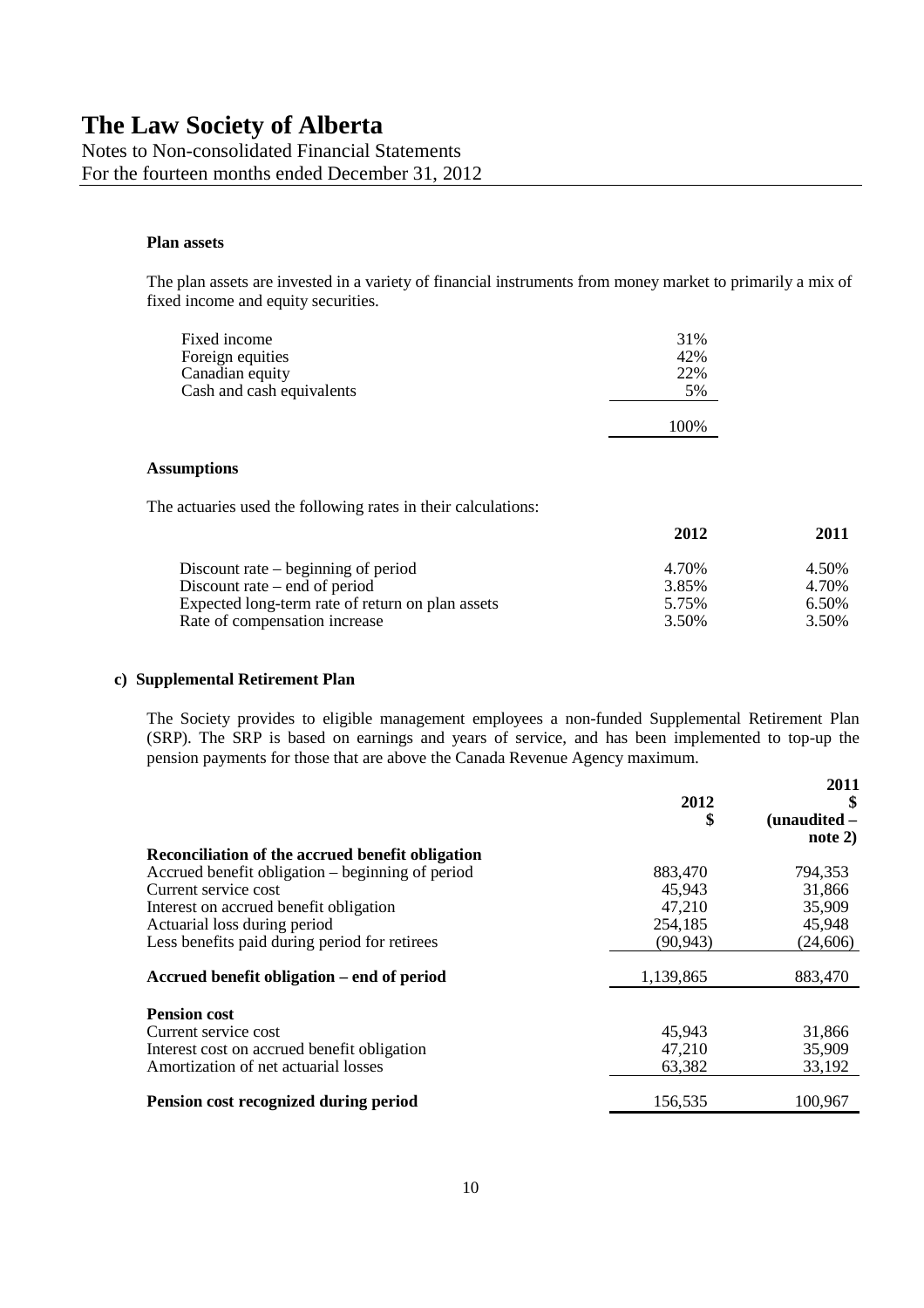#### Plan assets

The plan assets are invested in a variety of financial instruments from money market to primarily a mix of fixed income and equity securities.

| | |
|---|---|
| Fixed income | 31% |
| Foreign equities | 42% |
| Canadian equity | 22% |
| Cash and cash equivalents | 5% |
| | 100% |

#### Assumptions

The actuaries used the following rates in their calculations:

| | 2012 | 2011 |
|---|---|---|
| Discount rate – beginning of period | 4.70% | 4.50% |
| Discount rate – end of period | 3.85% | 4.70% |
| Expected long-term rate of return on plan assets | 5.75% | 6.50% |
| Rate of compensation increase | 3.50% | 3.50% |

### c) Supplemental Retirement Plan

The Society provides to eligible management employees a non-funded Supplemental Retirement Plan (SRP). The SRP is based on earnings and years of service, and has been implemented to top-up the pension payments for those that are above the Canada Revenue Agency maximum.

| | 2012 $ | 2011 $ (unaudited – note 2) |
|---|---|---|
| **Reconciliation of the accrued benefit obligation** | | |
| Accrued benefit obligation – beginning of period | 883,470 | 794,353 |
| Current service cost | 45,943 | 31,866 |
| Interest on accrued benefit obligation | 47,210 | 35,909 |
| Actuarial loss during period | 254,185 | 45,948 |
| Less benefits paid during period for retirees | (90,943) | (24,606) |
| **Accrued benefit obligation – end of period** | 1,139,865 | 883,470 |
| **Pension cost** | | |
| Current service cost | 45,943 | 31,866 |
| Interest cost on accrued benefit obligation | 47,210 | 35,909 |
| Amortization of net actuarial losses | 63,382 | 33,192 |
| **Pension cost recognized during period** | 156,535 | 100,967 |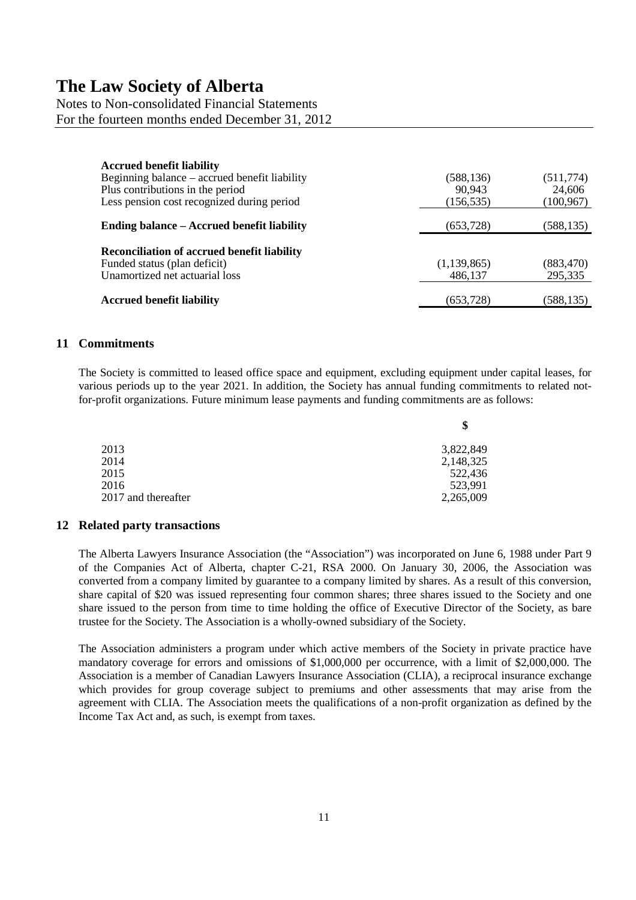| **Accrued benefit liability** | | |
|---|---|---|
| Beginning balance – accrued benefit liability | (588,136) | (511,774) |
| Plus contributions in the period | 90,943 | 24,606 |
| Less pension cost recognized during period | (156,535) | (100,967) |
| **Ending balance – Accrued benefit liability** | (653,728) | (588,135) |
| **Reconciliation of accrued benefit liability** | | |
| Funded status (plan deficit) | (1,139,865) | (883,470) |
| Unamortized net actuarial loss | 486,137 | 295,335 |
| **Accrued benefit liability** | (653,728) | (588,135) |

## 11 Commitments

The Society is committed to leased office space and equipment, excluding equipment under capital leases, for various periods up to the year 2021. In addition, the Society has annual funding commitments to related not-for-profit organizations. Future minimum lease payments and funding commitments are as follows:

| | **$** |
|---|---|
| 2013 | 3,822,849 |
| 2014 | 2,148,325 |
| 2015 | 522,436 |
| 2016 | 523,991 |
| 2017 and thereafter | 2,265,009 |

## 12 Related party transactions

The Alberta Lawyers Insurance Association (the "Association") was incorporated on June 6, 1988 under Part 9 of the Companies Act of Alberta, chapter C-21, RSA 2000. On January 30, 2006, the Association was converted from a company limited by guarantee to a company limited by shares. As a result of this conversion, share capital of $20 was issued representing four common shares; three shares issued to the Society and one share issued to the person from time to time holding the office of Executive Director of the Society, as bare trustee for the Society. The Association is a wholly-owned subsidiary of the Society.

The Association administers a program under which active members of the Society in private practice have mandatory coverage for errors and omissions of $1,000,000 per occurrence, with a limit of $2,000,000. The Association is a member of Canadian Lawyers Insurance Association (CLIA), a reciprocal insurance exchange which provides for group coverage subject to premiums and other assessments that may arise from the agreement with CLIA. The Association meets the qualifications of a non-profit organization as defined by the Income Tax Act and, as such, is exempt from taxes.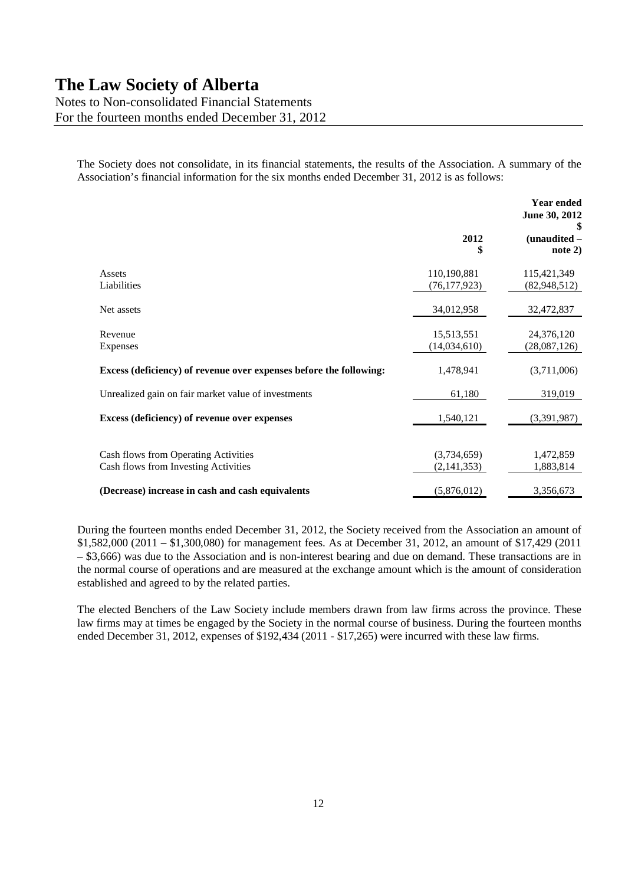# The Law Society of Alberta

Notes to Non-consolidated Financial Statements
For the fourteen months ended December 31, 2012

The Society does not consolidate, in its financial statements, the results of the Association. A summary of the Association's financial information for the six months ended December 31, 2012 is as follows:

| | 2012<br>$ | Year ended<br>June 30, 2012<br>$<br>(unaudited – note 2) |
|---|---|---|
| Assets | 110,190,881 | 115,421,349 |
| Liabilities | (76,177,923) | (82,948,512) |
| Net assets | 34,012,958 | 32,472,837 |
| Revenue | 15,513,551 | 24,376,120 |
| Expenses | (14,034,610) | (28,087,126) |
| **Excess (deficiency) of revenue over expenses before the following:** | 1,478,941 | (3,711,006) |
| Unrealized gain on fair market value of investments | 61,180 | 319,019 |
| **Excess (deficiency) of revenue over expenses** | 1,540,121 | (3,391,987) |
| Cash flows from Operating Activities | (3,734,659) | 1,472,859 |
| Cash flows from Investing Activities | (2,141,353) | 1,883,814 |
| **(Decrease) increase in cash and cash equivalents** | (5,876,012) | 3,356,673 |

During the fourteen months ended December 31, 2012, the Society received from the Association an amount of $1,582,000 (2011 – $1,300,080) for management fees. As at December 31, 2012, an amount of $17,429 (2011 – $3,666) was due to the Association and is non-interest bearing and due on demand. These transactions are in the normal course of operations and are measured at the exchange amount which is the amount of consideration established and agreed to by the related parties.

The elected Benchers of the Law Society include members drawn from law firms across the province. These law firms may at times be engaged by the Society in the normal course of business. During the fourteen months ended December 31, 2012, expenses of $192,434 (2011 - $17,265) were incurred with these law firms.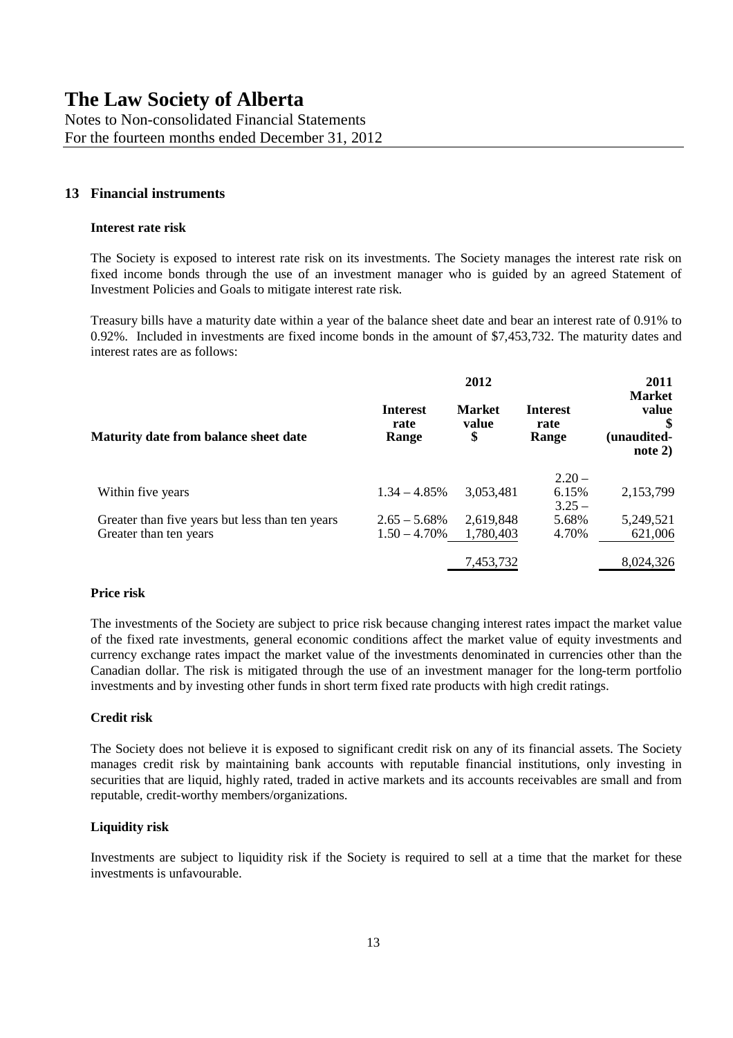# The Law Society of Alberta

Notes to Non-consolidated Financial Statements
For the fourteen months ended December 31, 2012

## 13 Financial instruments

### Interest rate risk

The Society is exposed to interest rate risk on its investments. The Society manages the interest rate risk on fixed income bonds through the use of an investment manager who is guided by an agreed Statement of Investment Policies and Goals to mitigate interest rate risk.

Treasury bills have a maturity date within a year of the balance sheet date and bear an interest rate of 0.91% to 0.92%. Included in investments are fixed income bonds in the amount of $7,453,732. The maturity dates and interest rates are as follows:

| | 2012 | | | 2011 |
|---|---|---|---|---|
| **Maturity date from balance sheet date** | **Interest rate Range** | **Market value $** | **Interest rate Range** | **Market value $ (unaudited- note 2)** |
| Within five years | 1.34 – 4.85% | 3,053,481 | 2.20 – 6.15% | 2,153,799 |
| Greater than five years but less than ten years | 2.65 – 5.68% | 2,619,848 | 3.25 – 5.68% | 5,249,521 |
| Greater than ten years | 1.50 – 4.70% | 1,780,403 | 4.70% | 621,006 |
| | | 7,453,732 | | 8,024,326 |

### Price risk

The investments of the Society are subject to price risk because changing interest rates impact the market value of the fixed rate investments, general economic conditions affect the market value of equity investments and currency exchange rates impact the market value of the investments denominated in currencies other than the Canadian dollar. The risk is mitigated through the use of an investment manager for the long-term portfolio investments and by investing other funds in short term fixed rate products with high credit ratings.

### Credit risk

The Society does not believe it is exposed to significant credit risk on any of its financial assets. The Society manages credit risk by maintaining bank accounts with reputable financial institutions, only investing in securities that are liquid, highly rated, traded in active markets and its accounts receivables are small and from reputable, credit-worthy members/organizations.

### Liquidity risk

Investments are subject to liquidity risk if the Society is required to sell at a time that the market for these investments is unfavourable.